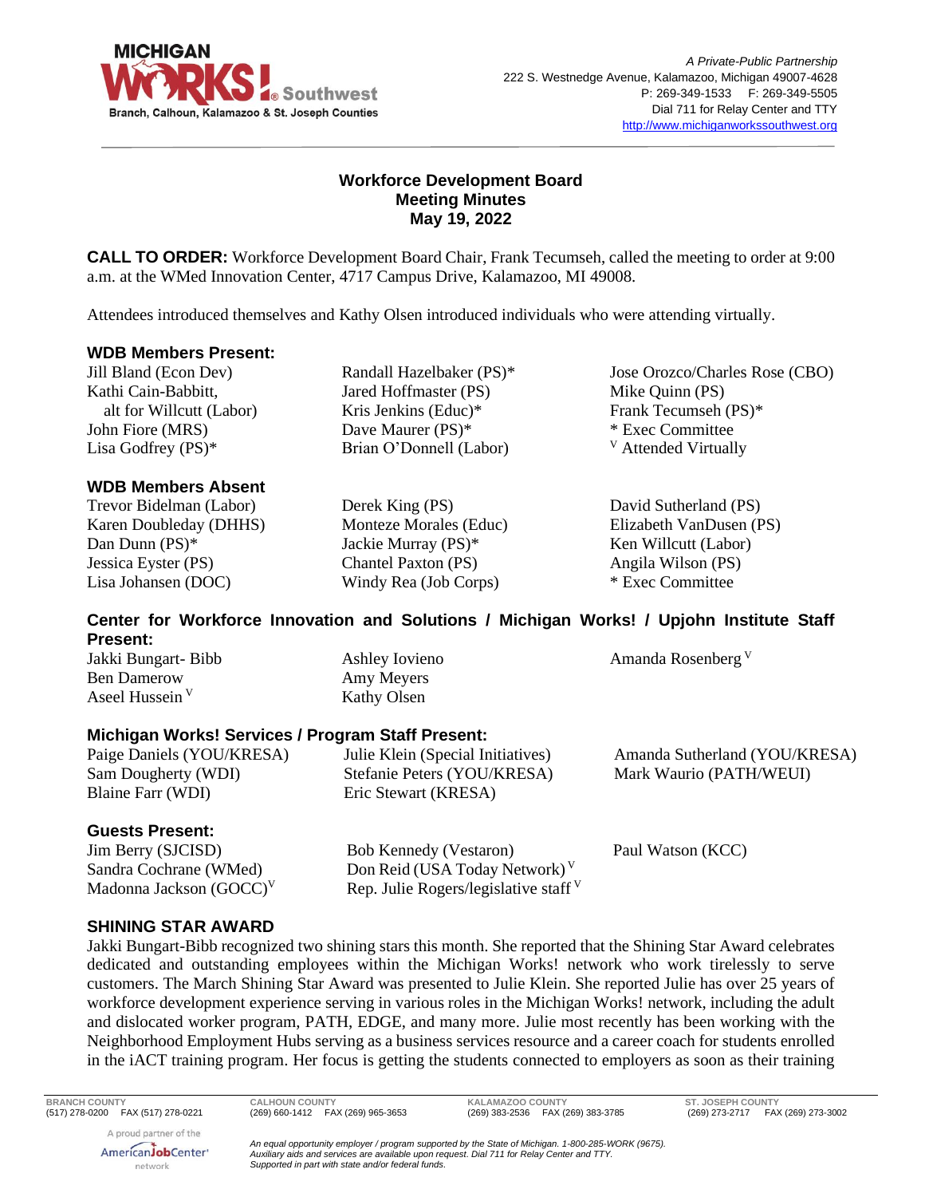A Private-Public Partnership
222 S. Westnedge Avenue, Kalamazoo, Michigan 49007-4628
P: 269-349-1533 F: 269-349-5505
Dial 711 for Relay Center and TTY
http://www.michiganworkssouthwest.org

# Workforce Development Board Meeting Minutes May 19, 2022

**CALL TO ORDER:** Workforce Development Board Chair, Frank Tecumseh, called the meeting to order at 9:00 a.m. at the WMed Innovation Center, 4717 Campus Drive, Kalamazoo, MI 49008.

Attendees introduced themselves and Kathy Olsen introduced individuals who were attending virtually.

### WDB Members Present:

Jill Bland (Econ Dev)
Kathi Cain-Babbitt, alt for Willcutt (Labor)
John Fiore (MRS)
Lisa Godfrey (PS)*
Randall Hazelbaker (PS)*
Jared Hoffmaster (PS)
Kris Jenkins (Educ)*
Dave Maurer (PS)*
Brian O'Donnell (Labor)
Jose Orozco/Charles Rose (CBO)
Mike Quinn (PS)
Frank Tecumseh (PS)*
* Exec Committee
V Attended Virtually

### WDB Members Absent

Trevor Bidelman (Labor)
Karen Doubleday (DHHS)
Dan Dunn (PS)*
Jessica Eyster (PS)
Lisa Johansen (DOC)
Derek King (PS)
Monteze Morales (Educ)
Jackie Murray (PS)*
Chantel Paxton (PS)
Windy Rea (Job Corps)
David Sutherland (PS)
Elizabeth VanDusen (PS)
Ken Willcutt (Labor)
Angila Wilson (PS)
* Exec Committee

### Center for Workforce Innovation and Solutions / Michigan Works! / Upjohn Institute Staff Present:

Jakki Bungart- Bibb
Ben Damerow
Aseel Hussein V
Ashley Iovieno
Amy Meyers
Kathy Olsen
Amanda Rosenberg V

### Michigan Works! Services / Program Staff Present:

Paige Daniels (YOU/KRESA)
Sam Dougherty (WDI)
Blaine Farr (WDI)
Julie Klein (Special Initiatives)
Stefanie Peters (YOU/KRESA)
Eric Stewart (KRESA)
Amanda Sutherland (YOU/KRESA)
Mark Waurio (PATH/WEUI)

### Guests Present:

Jim Berry (SJCISD)
Sandra Cochrane (WMed)
Madonna Jackson (GOCC) V
Bob Kennedy (Vestaron)
Don Reid (USA Today Network) V
Rep. Julie Rogers/legislative staff V
Paul Watson (KCC)

### SHINING STAR AWARD

Jakki Bungart-Bibb recognized two shining stars this month. She reported that the Shining Star Award celebrates dedicated and outstanding employees within the Michigan Works! network who work tirelessly to serve customers. The March Shining Star Award was presented to Julie Klein. She reported Julie has over 25 years of workforce development experience serving in various roles in the Michigan Works! network, including the adult and dislocated worker program, PATH, EDGE, and many more. Julie most recently has been working with the Neighborhood Employment Hubs serving as a business services resource and a career coach for students enrolled in the iACT training program. Her focus is getting the students connected to employers as soon as their training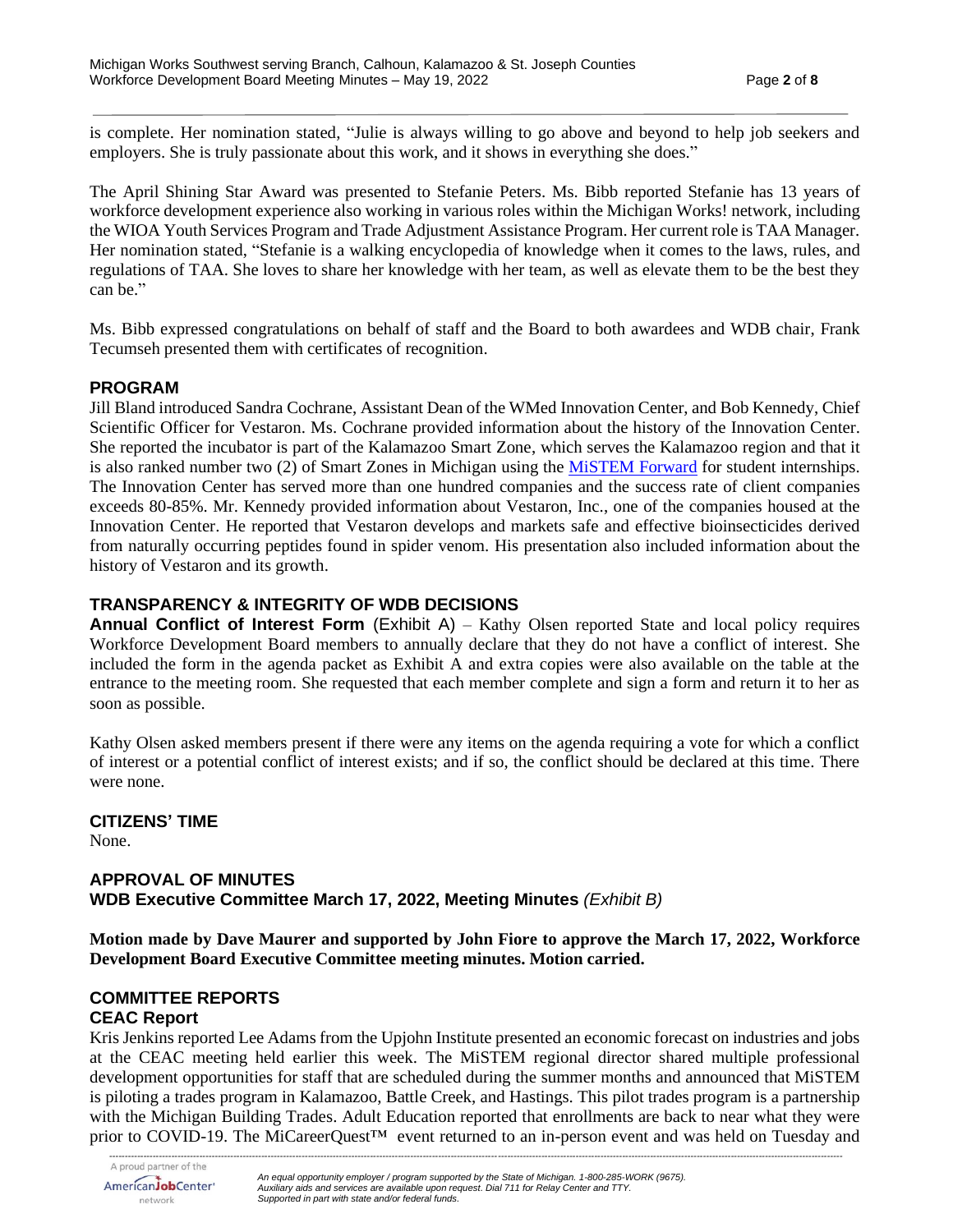is complete. Her nomination stated, "Julie is always willing to go above and beyond to help job seekers and employers. She is truly passionate about this work, and it shows in everything she does."

The April Shining Star Award was presented to Stefanie Peters. Ms. Bibb reported Stefanie has 13 years of workforce development experience also working in various roles within the Michigan Works! network, including the WIOA Youth Services Program and Trade Adjustment Assistance Program. Her current role is TAA Manager. Her nomination stated, "Stefanie is a walking encyclopedia of knowledge when it comes to the laws, rules, and regulations of TAA. She loves to share her knowledge with her team, as well as elevate them to be the best they can be."

Ms. Bibb expressed congratulations on behalf of staff and the Board to both awardees and WDB chair, Frank Tecumseh presented them with certificates of recognition.

## PROGRAM

Jill Bland introduced Sandra Cochrane, Assistant Dean of the WMed Innovation Center, and Bob Kennedy, Chief Scientific Officer for Vestaron. Ms. Cochrane provided information about the history of the Innovation Center. She reported the incubator is part of the Kalamazoo Smart Zone, which serves the Kalamazoo region and that it is also ranked number two (2) of Smart Zones in Michigan using the [MiSTEM Forward](MiSTEM Forward) for student internships. The Innovation Center has served more than one hundred companies and the success rate of client companies exceeds 80-85%. Mr. Kennedy provided information about Vestaron, Inc., one of the companies housed at the Innovation Center. He reported that Vestaron develops and markets safe and effective bioinsecticides derived from naturally occurring peptides found in spider venom. His presentation also included information about the history of Vestaron and its growth.

## TRANSPARENCY & INTEGRITY OF WDB DECISIONS

**Annual Conflict of Interest Form** (Exhibit A) – Kathy Olsen reported State and local policy requires Workforce Development Board members to annually declare that they do not have a conflict of interest. She included the form in the agenda packet as Exhibit A and extra copies were also available on the table at the entrance to the meeting room. She requested that each member complete and sign a form and return it to her as soon as possible.

Kathy Olsen asked members present if there were any items on the agenda requiring a vote for which a conflict of interest or a potential conflict of interest exists; and if so, the conflict should be declared at this time. There were none.

## CITIZENS' TIME

None.

## APPROVAL OF MINUTES

**WDB Executive Committee March 17, 2022, Meeting Minutes** *(Exhibit B)*

**Motion made by Dave Maurer and supported by John Fiore to approve the March 17, 2022, Workforce Development Board Executive Committee meeting minutes. Motion carried.**

## COMMITTEE REPORTS

### CEAC Report

Kris Jenkins reported Lee Adams from the Upjohn Institute presented an economic forecast on industries and jobs at the CEAC meeting held earlier this week. The MiSTEM regional director shared multiple professional development opportunities for staff that are scheduled during the summer months and announced that MiSTEM is piloting a trades program in Kalamazoo, Battle Creek, and Hastings. This pilot trades program is a partnership with the Michigan Building Trades. Adult Education reported that enrollments are back to near what they were prior to COVID-19. The MiCareerQuest™ event returned to an in-person event and was held on Tuesday and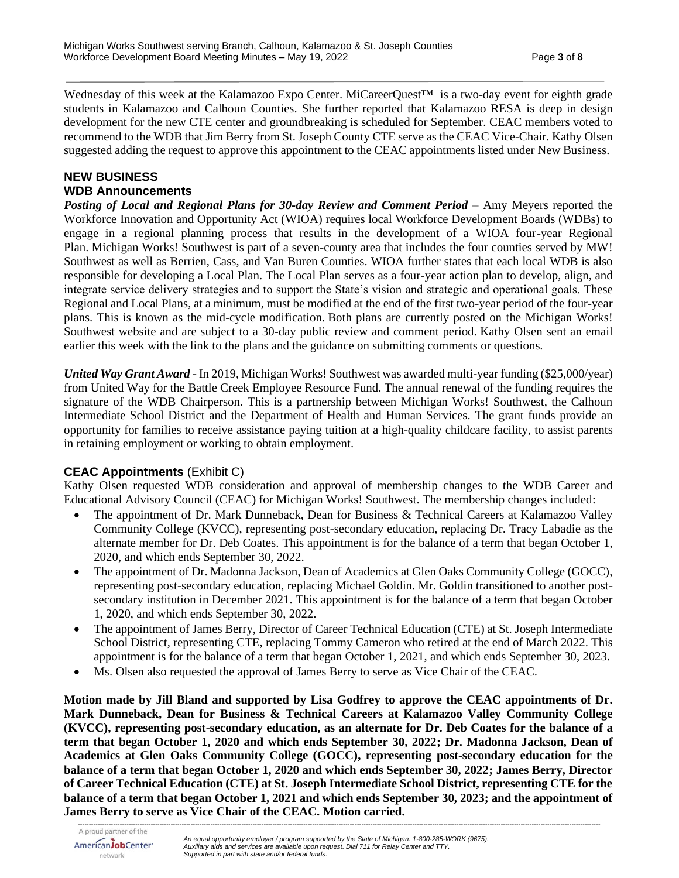Wednesday of this week at the Kalamazoo Expo Center. MiCareerQuest™ is a two-day event for eighth grade students in Kalamazoo and Calhoun Counties. She further reported that Kalamazoo RESA is deep in design development for the new CTE center and groundbreaking is scheduled for September. CEAC members voted to recommend to the WDB that Jim Berry from St. Joseph County CTE serve as the CEAC Vice-Chair. Kathy Olsen suggested adding the request to approve this appointment to the CEAC appointments listed under New Business.

## NEW BUSINESS

### WDB Announcements

***Posting of Local and Regional Plans for 30-day Review and Comment Period*** – Amy Meyers reported the Workforce Innovation and Opportunity Act (WIOA) requires local Workforce Development Boards (WDBs) to engage in a regional planning process that results in the development of a WIOA four-year Regional Plan. Michigan Works! Southwest is part of a seven-county area that includes the four counties served by MW! Southwest as well as Berrien, Cass, and Van Buren Counties. WIOA further states that each local WDB is also responsible for developing a Local Plan. The Local Plan serves as a four-year action plan to develop, align, and integrate service delivery strategies and to support the State's vision and strategic and operational goals. These Regional and Local Plans, at a minimum, must be modified at the end of the first two-year period of the four-year plans. This is known as the mid-cycle modification. Both plans are currently posted on the Michigan Works! Southwest website and are subject to a 30-day public review and comment period. Kathy Olsen sent an email earlier this week with the link to the plans and the guidance on submitting comments or questions.

***United Way Grant Award*** - In 2019, Michigan Works! Southwest was awarded multi-year funding ($25,000/year) from United Way for the Battle Creek Employee Resource Fund. The annual renewal of the funding requires the signature of the WDB Chairperson. This is a partnership between Michigan Works! Southwest, the Calhoun Intermediate School District and the Department of Health and Human Services. The grant funds provide an opportunity for families to receive assistance paying tuition at a high-quality childcare facility, to assist parents in retaining employment or working to obtain employment.

### CEAC Appointments (Exhibit C)

Kathy Olsen requested WDB consideration and approval of membership changes to the WDB Career and Educational Advisory Council (CEAC) for Michigan Works! Southwest. The membership changes included:

- The appointment of Dr. Mark Dunneback, Dean for Business & Technical Careers at Kalamazoo Valley Community College (KVCC), representing post-secondary education, replacing Dr. Tracy Labadie as the alternate member for Dr. Deb Coates. This appointment is for the balance of a term that began October 1, 2020, and which ends September 30, 2022.
- The appointment of Dr. Madonna Jackson, Dean of Academics at Glen Oaks Community College (GOCC), representing post-secondary education, replacing Michael Goldin. Mr. Goldin transitioned to another post-secondary institution in December 2021. This appointment is for the balance of a term that began October 1, 2020, and which ends September 30, 2022.
- The appointment of James Berry, Director of Career Technical Education (CTE) at St. Joseph Intermediate School District, representing CTE, replacing Tommy Cameron who retired at the end of March 2022. This appointment is for the balance of a term that began October 1, 2021, and which ends September 30, 2023.
- Ms. Olsen also requested the approval of James Berry to serve as Vice Chair of the CEAC.

**Motion made by Jill Bland and supported by Lisa Godfrey to approve the CEAC appointments of Dr. Mark Dunneback, Dean for Business & Technical Careers at Kalamazoo Valley Community College (KVCC), representing post-secondary education, as an alternate for Dr. Deb Coates for the balance of a term that began October 1, 2020 and which ends September 30, 2022; Dr. Madonna Jackson, Dean of Academics at Glen Oaks Community College (GOCC), representing post-secondary education for the balance of a term that began October 1, 2020 and which ends September 30, 2022; James Berry, Director of Career Technical Education (CTE) at St. Joseph Intermediate School District, representing CTE for the balance of a term that began October 1, 2021 and which ends September 30, 2023; and the appointment of James Berry to serve as Vice Chair of the CEAC. Motion carried.**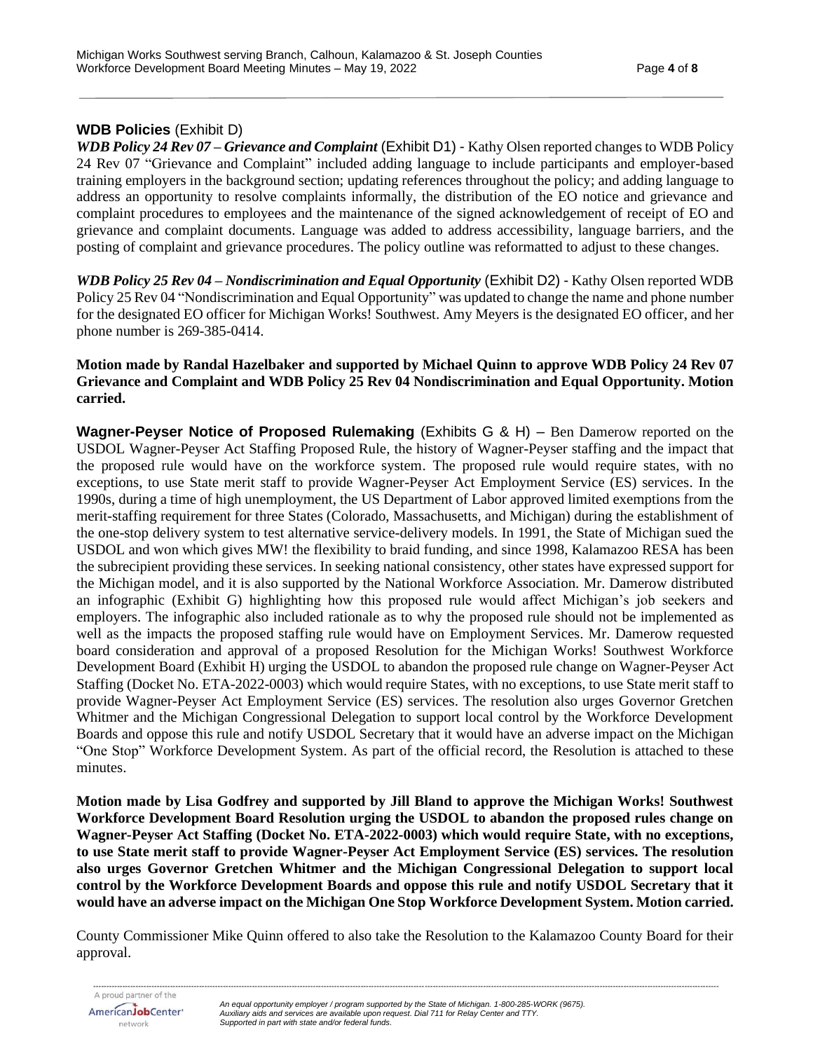**WDB Policies** (Exhibit D)

***WDB Policy 24 Rev 07 – Grievance and Complaint*** (Exhibit D1) - Kathy Olsen reported changes to WDB Policy 24 Rev 07 "Grievance and Complaint" included adding language to include participants and employer-based training employers in the background section; updating references throughout the policy; and adding language to address an opportunity to resolve complaints informally, the distribution of the EO notice and grievance and complaint procedures to employees and the maintenance of the signed acknowledgement of receipt of EO and grievance and complaint documents. Language was added to address accessibility, language barriers, and the posting of complaint and grievance procedures. The policy outline was reformatted to adjust to these changes.

***WDB Policy 25 Rev 04 – Nondiscrimination and Equal Opportunity*** (Exhibit D2) - Kathy Olsen reported WDB Policy 25 Rev 04 "Nondiscrimination and Equal Opportunity" was updated to change the name and phone number for the designated EO officer for Michigan Works! Southwest. Amy Meyers is the designated EO officer, and her phone number is 269-385-0414.

**Motion made by Randal Hazelbaker and supported by Michael Quinn to approve WDB Policy 24 Rev 07 Grievance and Complaint and WDB Policy 25 Rev 04 Nondiscrimination and Equal Opportunity. Motion carried.**

**Wagner-Peyser Notice of Proposed Rulemaking** (Exhibits G & H) – Ben Damerow reported on the USDOL Wagner-Peyser Act Staffing Proposed Rule, the history of Wagner-Peyser staffing and the impact that the proposed rule would have on the workforce system. The proposed rule would require states, with no exceptions, to use State merit staff to provide Wagner-Peyser Act Employment Service (ES) services. In the 1990s, during a time of high unemployment, the US Department of Labor approved limited exemptions from the merit-staffing requirement for three States (Colorado, Massachusetts, and Michigan) during the establishment of the one-stop delivery system to test alternative service-delivery models. In 1991, the State of Michigan sued the USDOL and won which gives MW! the flexibility to braid funding, and since 1998, Kalamazoo RESA has been the subrecipient providing these services. In seeking national consistency, other states have expressed support for the Michigan model, and it is also supported by the National Workforce Association. Mr. Damerow distributed an infographic (Exhibit G) highlighting how this proposed rule would affect Michigan's job seekers and employers. The infographic also included rationale as to why the proposed rule should not be implemented as well as the impacts the proposed staffing rule would have on Employment Services. Mr. Damerow requested board consideration and approval of a proposed Resolution for the Michigan Works! Southwest Workforce Development Board (Exhibit H) urging the USDOL to abandon the proposed rule change on Wagner-Peyser Act Staffing (Docket No. ETA-2022-0003) which would require States, with no exceptions, to use State merit staff to provide Wagner-Peyser Act Employment Service (ES) services. The resolution also urges Governor Gretchen Whitmer and the Michigan Congressional Delegation to support local control by the Workforce Development Boards and oppose this rule and notify USDOL Secretary that it would have an adverse impact on the Michigan "One Stop" Workforce Development System. As part of the official record, the Resolution is attached to these minutes.

**Motion made by Lisa Godfrey and supported by Jill Bland to approve the Michigan Works! Southwest Workforce Development Board Resolution urging the USDOL to abandon the proposed rules change on Wagner-Peyser Act Staffing (Docket No. ETA-2022-0003) which would require State, with no exceptions, to use State merit staff to provide Wagner-Peyser Act Employment Service (ES) services. The resolution also urges Governor Gretchen Whitmer and the Michigan Congressional Delegation to support local control by the Workforce Development Boards and oppose this rule and notify USDOL Secretary that it would have an adverse impact on the Michigan One Stop Workforce Development System. Motion carried.**

County Commissioner Mike Quinn offered to also take the Resolution to the Kalamazoo County Board for their approval.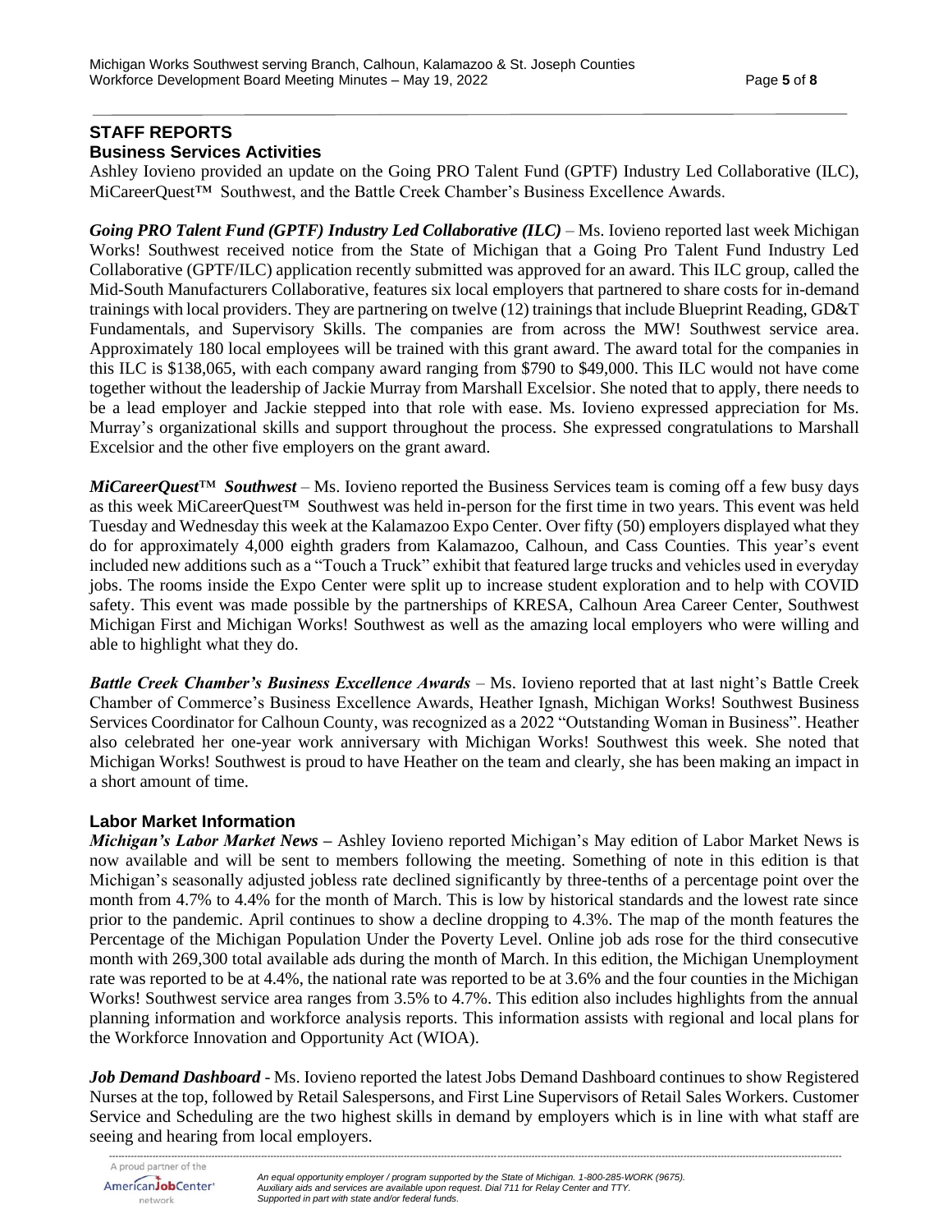## STAFF REPORTS

### Business Services Activities

Ashley Iovieno provided an update on the Going PRO Talent Fund (GPTF) Industry Led Collaborative (ILC), MiCareerQuest™ Southwest, and the Battle Creek Chamber's Business Excellence Awards.

***Going PRO Talent Fund (GPTF) Industry Led Collaborative (ILC)*** – Ms. Iovieno reported last week Michigan Works! Southwest received notice from the State of Michigan that a Going Pro Talent Fund Industry Led Collaborative (GPTF/ILC) application recently submitted was approved for an award. This ILC group, called the Mid-South Manufacturers Collaborative, features six local employers that partnered to share costs for in-demand trainings with local providers. They are partnering on twelve (12) trainings that include Blueprint Reading, GD&T Fundamentals, and Supervisory Skills. The companies are from across the MW! Southwest service area. Approximately 180 local employees will be trained with this grant award. The award total for the companies in this ILC is $138,065, with each company award ranging from $790 to $49,000. This ILC would not have come together without the leadership of Jackie Murray from Marshall Excelsior. She noted that to apply, there needs to be a lead employer and Jackie stepped into that role with ease. Ms. Iovieno expressed appreciation for Ms. Murray's organizational skills and support throughout the process. She expressed congratulations to Marshall Excelsior and the other five employers on the grant award.

***MiCareerQuest™ Southwest*** – Ms. Iovieno reported the Business Services team is coming off a few busy days as this week MiCareerQuest™ Southwest was held in-person for the first time in two years. This event was held Tuesday and Wednesday this week at the Kalamazoo Expo Center. Over fifty (50) employers displayed what they do for approximately 4,000 eighth graders from Kalamazoo, Calhoun, and Cass Counties. This year's event included new additions such as a "Touch a Truck" exhibit that featured large trucks and vehicles used in everyday jobs. The rooms inside the Expo Center were split up to increase student exploration and to help with COVID safety. This event was made possible by the partnerships of KRESA, Calhoun Area Career Center, Southwest Michigan First and Michigan Works! Southwest as well as the amazing local employers who were willing and able to highlight what they do.

***Battle Creek Chamber's Business Excellence Awards*** – Ms. Iovieno reported that at last night's Battle Creek Chamber of Commerce's Business Excellence Awards, Heather Ignash, Michigan Works! Southwest Business Services Coordinator for Calhoun County, was recognized as a 2022 "Outstanding Woman in Business". Heather also celebrated her one-year work anniversary with Michigan Works! Southwest this week. She noted that Michigan Works! Southwest is proud to have Heather on the team and clearly, she has been making an impact in a short amount of time.

### Labor Market Information

***Michigan's Labor Market News –*** Ashley Iovieno reported Michigan's May edition of Labor Market News is now available and will be sent to members following the meeting. Something of note in this edition is that Michigan's seasonally adjusted jobless rate declined significantly by three-tenths of a percentage point over the month from 4.7% to 4.4% for the month of March. This is low by historical standards and the lowest rate since prior to the pandemic. April continues to show a decline dropping to 4.3%. The map of the month features the Percentage of the Michigan Population Under the Poverty Level. Online job ads rose for the third consecutive month with 269,300 total available ads during the month of March. In this edition, the Michigan Unemployment rate was reported to be at 4.4%, the national rate was reported to be at 3.6% and the four counties in the Michigan Works! Southwest service area ranges from 3.5% to 4.7%. This edition also includes highlights from the annual planning information and workforce analysis reports. This information assists with regional and local plans for the Workforce Innovation and Opportunity Act (WIOA).

***Job Demand Dashboard*** - Ms. Iovieno reported the latest Jobs Demand Dashboard continues to show Registered Nurses at the top, followed by Retail Salespersons, and First Line Supervisors of Retail Sales Workers. Customer Service and Scheduling are the two highest skills in demand by employers which is in line with what staff are seeing and hearing from local employers.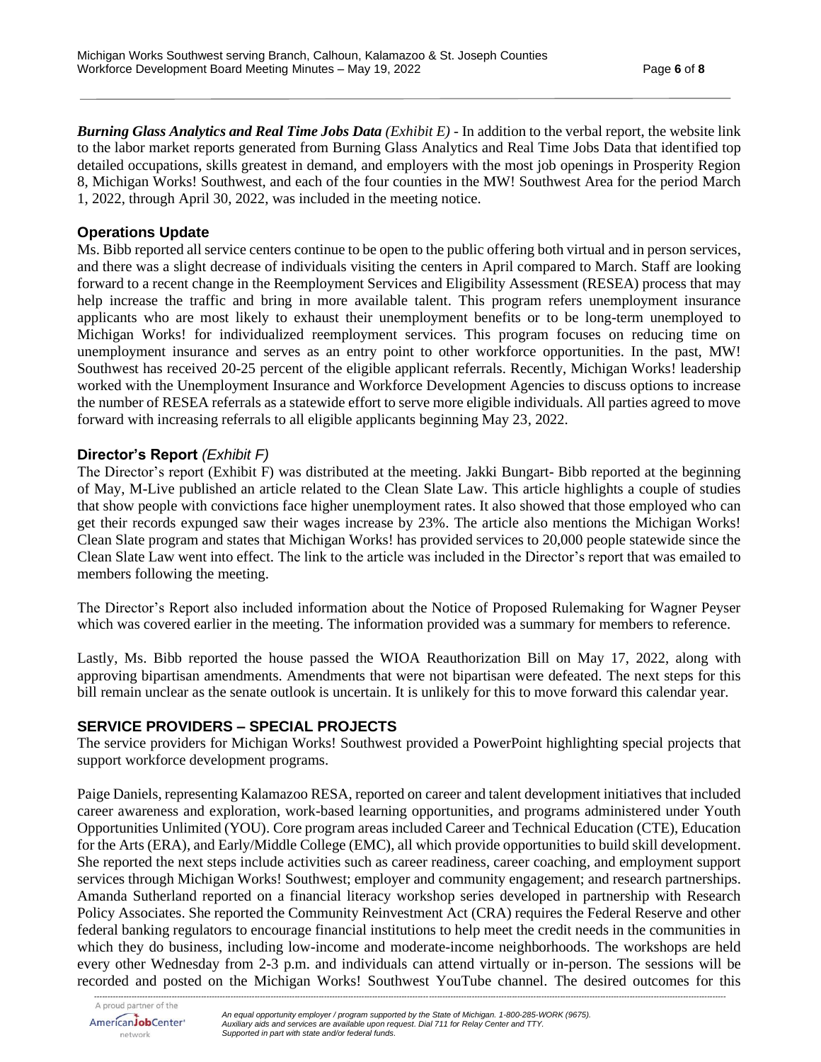***Burning Glass Analytics and Real Time Jobs Data*** *(Exhibit E)* - In addition to the verbal report, the website link to the labor market reports generated from Burning Glass Analytics and Real Time Jobs Data that identified top detailed occupations, skills greatest in demand, and employers with the most job openings in Prosperity Region 8, Michigan Works! Southwest, and each of the four counties in the MW! Southwest Area for the period March 1, 2022, through April 30, 2022, was included in the meeting notice.

### Operations Update

Ms. Bibb reported all service centers continue to be open to the public offering both virtual and in person services, and there was a slight decrease of individuals visiting the centers in April compared to March. Staff are looking forward to a recent change in the Reemployment Services and Eligibility Assessment (RESEA) process that may help increase the traffic and bring in more available talent. This program refers unemployment insurance applicants who are most likely to exhaust their unemployment benefits or to be long-term unemployed to Michigan Works! for individualized reemployment services. This program focuses on reducing time on unemployment insurance and serves as an entry point to other workforce opportunities. In the past, MW! Southwest has received 20-25 percent of the eligible applicant referrals. Recently, Michigan Works! leadership worked with the Unemployment Insurance and Workforce Development Agencies to discuss options to increase the number of RESEA referrals as a statewide effort to serve more eligible individuals. All parties agreed to move forward with increasing referrals to all eligible applicants beginning May 23, 2022.

### Director's Report *(Exhibit F)*

The Director's report (Exhibit F) was distributed at the meeting. Jakki Bungart- Bibb reported at the beginning of May, M-Live published an article related to the Clean Slate Law. This article highlights a couple of studies that show people with convictions face higher unemployment rates. It also showed that those employed who can get their records expunged saw their wages increase by 23%. The article also mentions the Michigan Works! Clean Slate program and states that Michigan Works! has provided services to 20,000 people statewide since the Clean Slate Law went into effect. The link to the article was included in the Director's report that was emailed to members following the meeting.

The Director's Report also included information about the Notice of Proposed Rulemaking for Wagner Peyser which was covered earlier in the meeting. The information provided was a summary for members to reference.

Lastly, Ms. Bibb reported the house passed the WIOA Reauthorization Bill on May 17, 2022, along with approving bipartisan amendments. Amendments that were not bipartisan were defeated. The next steps for this bill remain unclear as the senate outlook is uncertain. It is unlikely for this to move forward this calendar year.

## SERVICE PROVIDERS – SPECIAL PROJECTS

The service providers for Michigan Works! Southwest provided a PowerPoint highlighting special projects that support workforce development programs.

Paige Daniels, representing Kalamazoo RESA, reported on career and talent development initiatives that included career awareness and exploration, work-based learning opportunities, and programs administered under Youth Opportunities Unlimited (YOU). Core program areas included Career and Technical Education (CTE), Education for the Arts (ERA), and Early/Middle College (EMC), all which provide opportunities to build skill development. She reported the next steps include activities such as career readiness, career coaching, and employment support services through Michigan Works! Southwest; employer and community engagement; and research partnerships. Amanda Sutherland reported on a financial literacy workshop series developed in partnership with Research Policy Associates. She reported the Community Reinvestment Act (CRA) requires the Federal Reserve and other federal banking regulators to encourage financial institutions to help meet the credit needs in the communities in which they do business, including low-income and moderate-income neighborhoods. The workshops are held every other Wednesday from 2-3 p.m. and individuals can attend virtually or in-person. The sessions will be recorded and posted on the Michigan Works! Southwest YouTube channel. The desired outcomes for this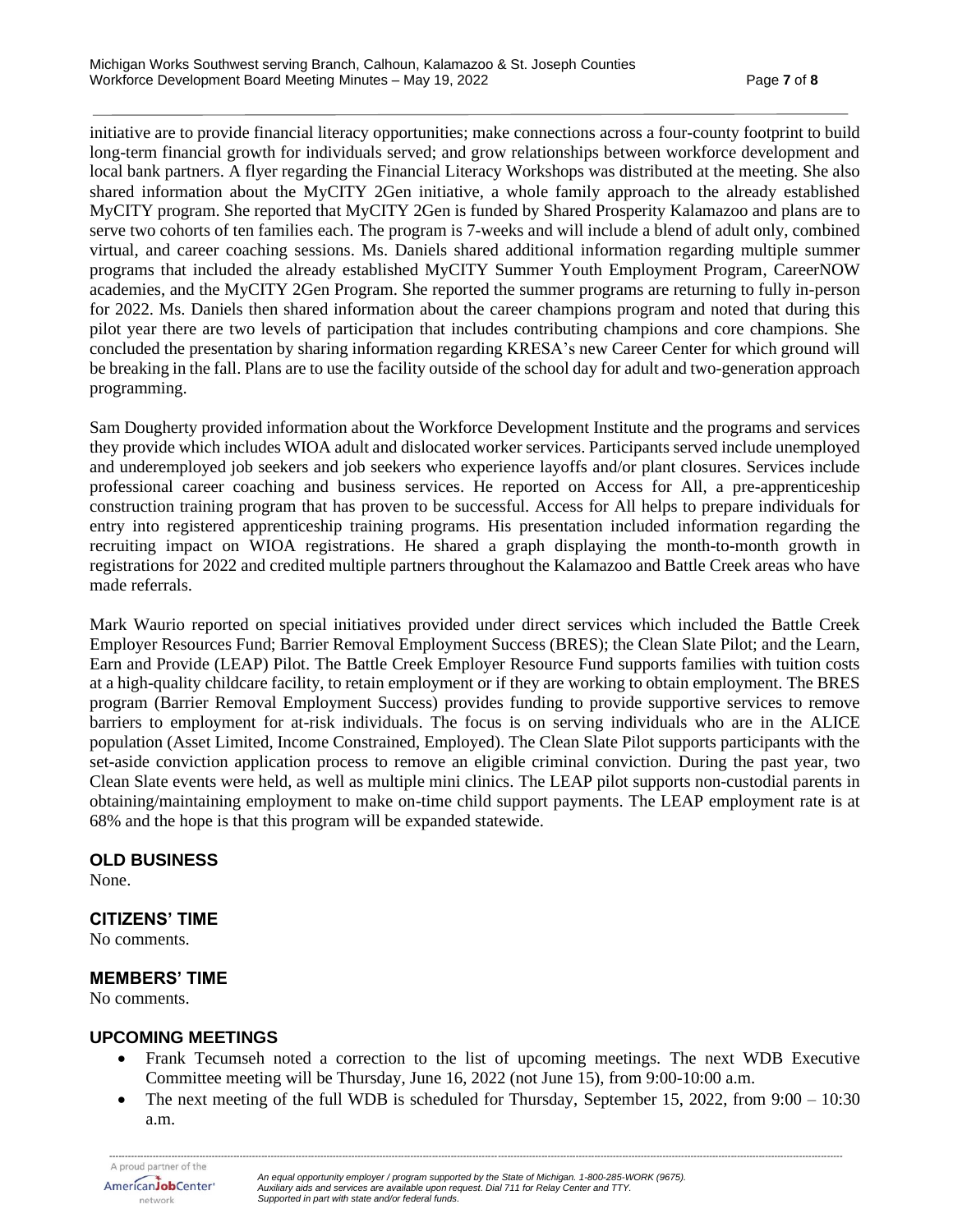initiative are to provide financial literacy opportunities; make connections across a four-county footprint to build long-term financial growth for individuals served; and grow relationships between workforce development and local bank partners. A flyer regarding the Financial Literacy Workshops was distributed at the meeting. She also shared information about the MyCITY 2Gen initiative, a whole family approach to the already established MyCITY program. She reported that MyCITY 2Gen is funded by Shared Prosperity Kalamazoo and plans are to serve two cohorts of ten families each. The program is 7-weeks and will include a blend of adult only, combined virtual, and career coaching sessions. Ms. Daniels shared additional information regarding multiple summer programs that included the already established MyCITY Summer Youth Employment Program, CareerNOW academies, and the MyCITY 2Gen Program. She reported the summer programs are returning to fully in-person for 2022. Ms. Daniels then shared information about the career champions program and noted that during this pilot year there are two levels of participation that includes contributing champions and core champions. She concluded the presentation by sharing information regarding KRESA's new Career Center for which ground will be breaking in the fall. Plans are to use the facility outside of the school day for adult and two-generation approach programming.

Sam Dougherty provided information about the Workforce Development Institute and the programs and services they provide which includes WIOA adult and dislocated worker services. Participants served include unemployed and underemployed job seekers and job seekers who experience layoffs and/or plant closures. Services include professional career coaching and business services. He reported on Access for All, a pre-apprenticeship construction training program that has proven to be successful. Access for All helps to prepare individuals for entry into registered apprenticeship training programs. His presentation included information regarding the recruiting impact on WIOA registrations. He shared a graph displaying the month-to-month growth in registrations for 2022 and credited multiple partners throughout the Kalamazoo and Battle Creek areas who have made referrals.

Mark Waurio reported on special initiatives provided under direct services which included the Battle Creek Employer Resources Fund; Barrier Removal Employment Success (BRES); the Clean Slate Pilot; and the Learn, Earn and Provide (LEAP) Pilot. The Battle Creek Employer Resource Fund supports families with tuition costs at a high-quality childcare facility, to retain employment or if they are working to obtain employment. The BRES program (Barrier Removal Employment Success) provides funding to provide supportive services to remove barriers to employment for at-risk individuals. The focus is on serving individuals who are in the ALICE population (Asset Limited, Income Constrained, Employed). The Clean Slate Pilot supports participants with the set-aside conviction application process to remove an eligible criminal conviction. During the past year, two Clean Slate events were held, as well as multiple mini clinics. The LEAP pilot supports non-custodial parents in obtaining/maintaining employment to make on-time child support payments. The LEAP employment rate is at 68% and the hope is that this program will be expanded statewide.

## OLD BUSINESS

None.

## CITIZENS' TIME

No comments.

## MEMBERS' TIME

No comments.

## UPCOMING MEETINGS

- Frank Tecumseh noted a correction to the list of upcoming meetings. The next WDB Executive Committee meeting will be Thursday, June 16, 2022 (not June 15), from 9:00-10:00 a.m.
- The next meeting of the full WDB is scheduled for Thursday, September 15, 2022, from 9:00 – 10:30 a.m.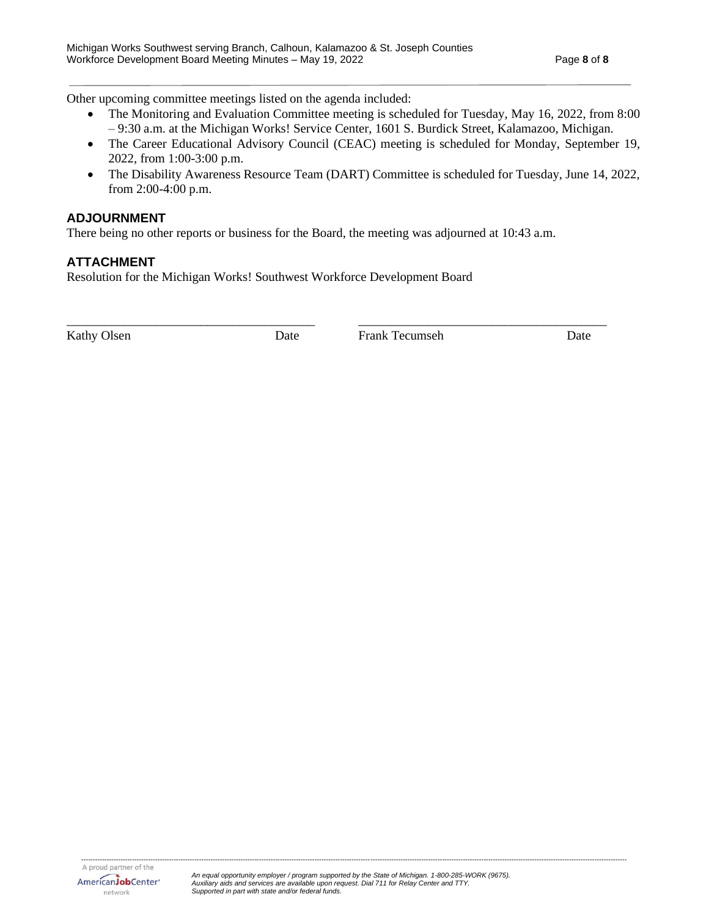Other upcoming committee meetings listed on the agenda included:

- The Monitoring and Evaluation Committee meeting is scheduled for Tuesday, May 16, 2022, from 8:00 – 9:30 a.m. at the Michigan Works! Service Center, 1601 S. Burdick Street, Kalamazoo, Michigan.
- The Career Educational Advisory Council (CEAC) meeting is scheduled for Monday, September 19, 2022, from 1:00-3:00 p.m.
- The Disability Awareness Resource Team (DART) Committee is scheduled for Tuesday, June 14, 2022, from 2:00-4:00 p.m.

## ADJOURNMENT

There being no other reports or business for the Board, the meeting was adjourned at 10:43 a.m.

## ATTACHMENT

Resolution for the Michigan Works! Southwest Workforce Development Board

| \_\_\_\_\_\_\_\_\_\_\_\_\_\_\_\_\_\_\_\_\_\_\_\_\_\_\_\_\_\_\_\_\_\_\_\_\_\_\_\_ | | \_\_\_\_\_\_\_\_\_\_\_\_\_\_\_\_\_\_\_\_\_\_\_\_\_\_\_\_\_\_\_\_\_\_\_\_\_\_\_\_ | |
|---|---|---|---|
| Kathy Olsen | Date | Frank Tecumseh | Date |

A proud partner of the AmericanJobCenter network

*An equal opportunity employer / program supported by the State of Michigan. 1-800-285-WORK (9675). Auxiliary aids and services are available upon request. Dial 711 for Relay Center and TTY. Supported in part with state and/or federal funds.*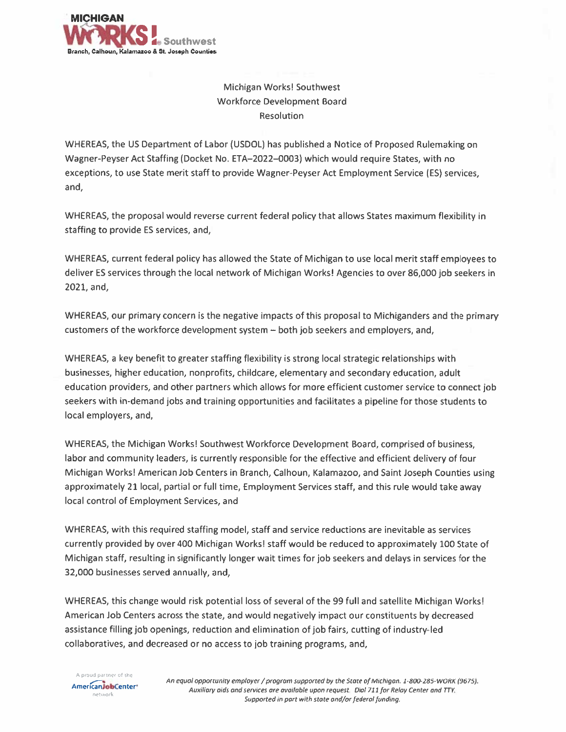Michigan Works! Southwest
Workforce Development Board
Resolution

WHEREAS, the US Department of Labor (USDOL) has published a Notice of Proposed Rulemaking on Wagner-Peyser Act Staffing (Docket No. ETA–2022–0003) which would require States, with no exceptions, to use State merit staff to provide Wagner-Peyser Act Employment Service (ES) services, and,

WHEREAS, the proposal would reverse current federal policy that allows States maximum flexibility in staffing to provide ES services, and,

WHEREAS, current federal policy has allowed the State of Michigan to use local merit staff employees to deliver ES services through the local network of Michigan Works! Agencies to over 86,000 job seekers in 2021, and,

WHEREAS, our primary concern is the negative impacts of this proposal to Michiganders and the primary customers of the workforce development system – both job seekers and employers, and,

WHEREAS, a key benefit to greater staffing flexibility is strong local strategic relationships with businesses, higher education, nonprofits, childcare, elementary and secondary education, adult education providers, and other partners which allows for more efficient customer service to connect job seekers with in-demand jobs and training opportunities and facilitates a pipeline for those students to local employers, and,

WHEREAS, the Michigan Works! Southwest Workforce Development Board, comprised of business, labor and community leaders, is currently responsible for the effective and efficient delivery of four Michigan Works! American Job Centers in Branch, Calhoun, Kalamazoo, and Saint Joseph Counties using approximately 21 local, partial or full time, Employment Services staff, and this rule would take away local control of Employment Services, and

WHEREAS, with this required staffing model, staff and service reductions are inevitable as services currently provided by over 400 Michigan Works! staff would be reduced to approximately 100 State of Michigan staff, resulting in significantly longer wait times for job seekers and delays in services for the 32,000 businesses served annually, and,

WHEREAS, this change would risk potential loss of several of the 99 full and satellite Michigan Works! American Job Centers across the state, and would negatively impact our constituents by decreased assistance filling job openings, reduction and elimination of job fairs, cutting of industry-led collaboratives, and decreased or no access to job training programs, and,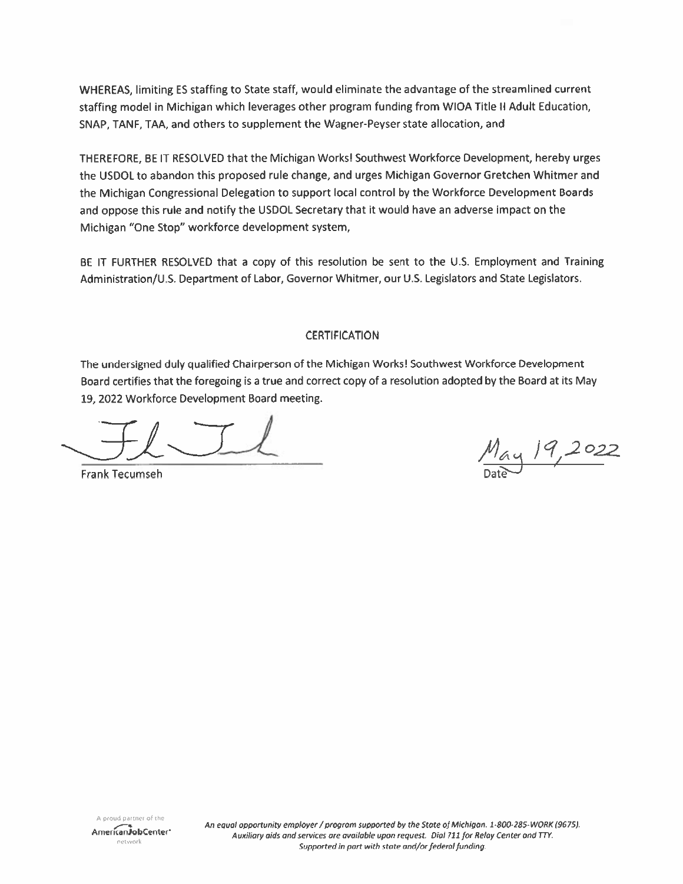WHEREAS, limiting ES staffing to State staff, would eliminate the advantage of the streamlined current staffing model in Michigan which leverages other program funding from WIOA Title II Adult Education, SNAP, TANF, TAA, and others to supplement the Wagner-Peyser state allocation, and

THEREFORE, BE IT RESOLVED that the Michigan Works! Southwest Workforce Development, hereby urges the USDOL to abandon this proposed rule change, and urges Michigan Governor Gretchen Whitmer and the Michigan Congressional Delegation to support local control by the Workforce Development Boards and oppose this rule and notify the USDOL Secretary that it would have an adverse impact on the Michigan "One Stop" workforce development system,

BE IT FURTHER RESOLVED that a copy of this resolution be sent to the U.S. Employment and Training Administration/U.S. Department of Labor, Governor Whitmer, our U.S. Legislators and State Legislators.

## CERTIFICATION

The undersigned duly qualified Chairperson of the Michigan Works! Southwest Workforce Development Board certifies that the foregoing is a true and correct copy of a resolution adopted by the Board at its May 19, 2022 Workforce Development Board meeting.

Frank Tecumseh

May 19, 2022
Date

A proud partner of the AmericanJobCenter network

*An equal opportunity employer / program supported by the State of Michigan. 1-800-285-WORK (9675). Auxiliary aids and services are available upon request. Dial 711 for Relay Center and TTY. Supported in part with state and/or federal funding.*